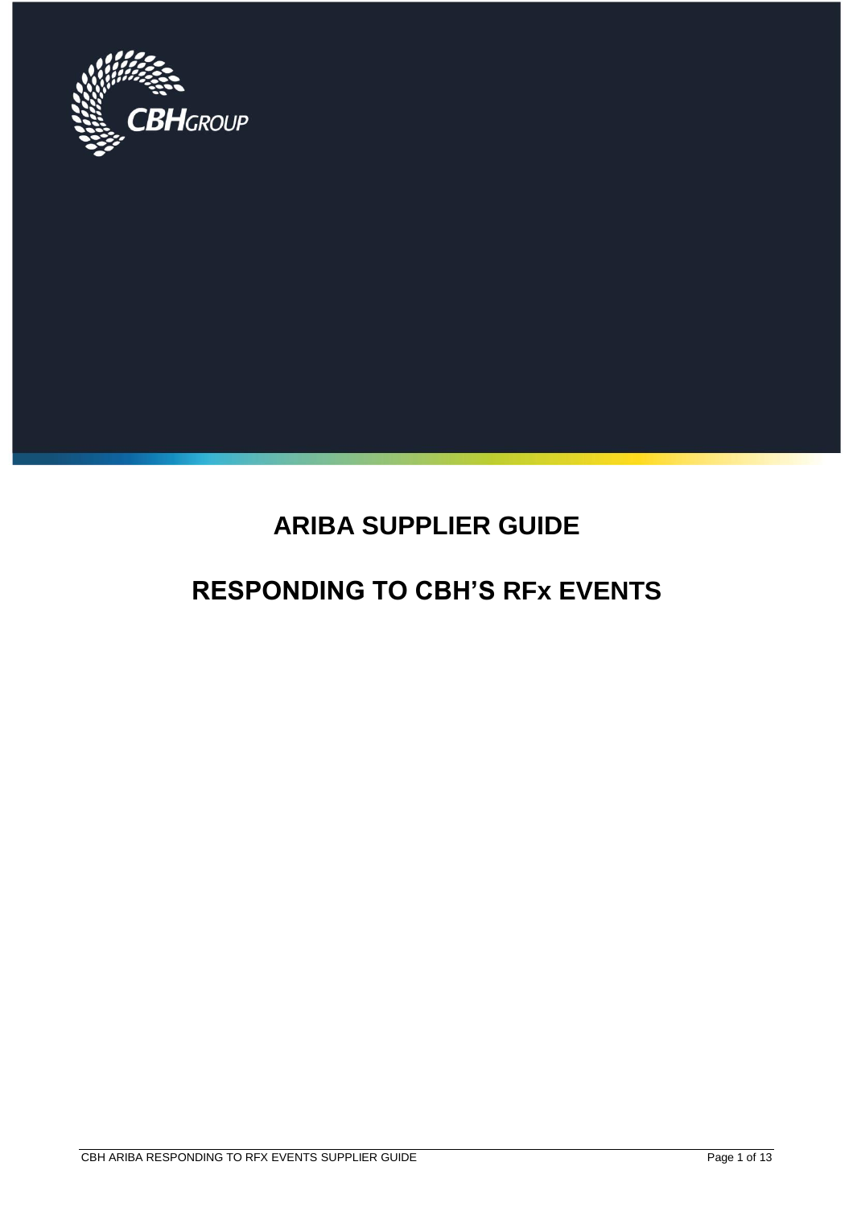CBHGROUP

# ARIBA SUPPLIER GUIDE

# RESPONDING TO CBH'S RFx EVENTS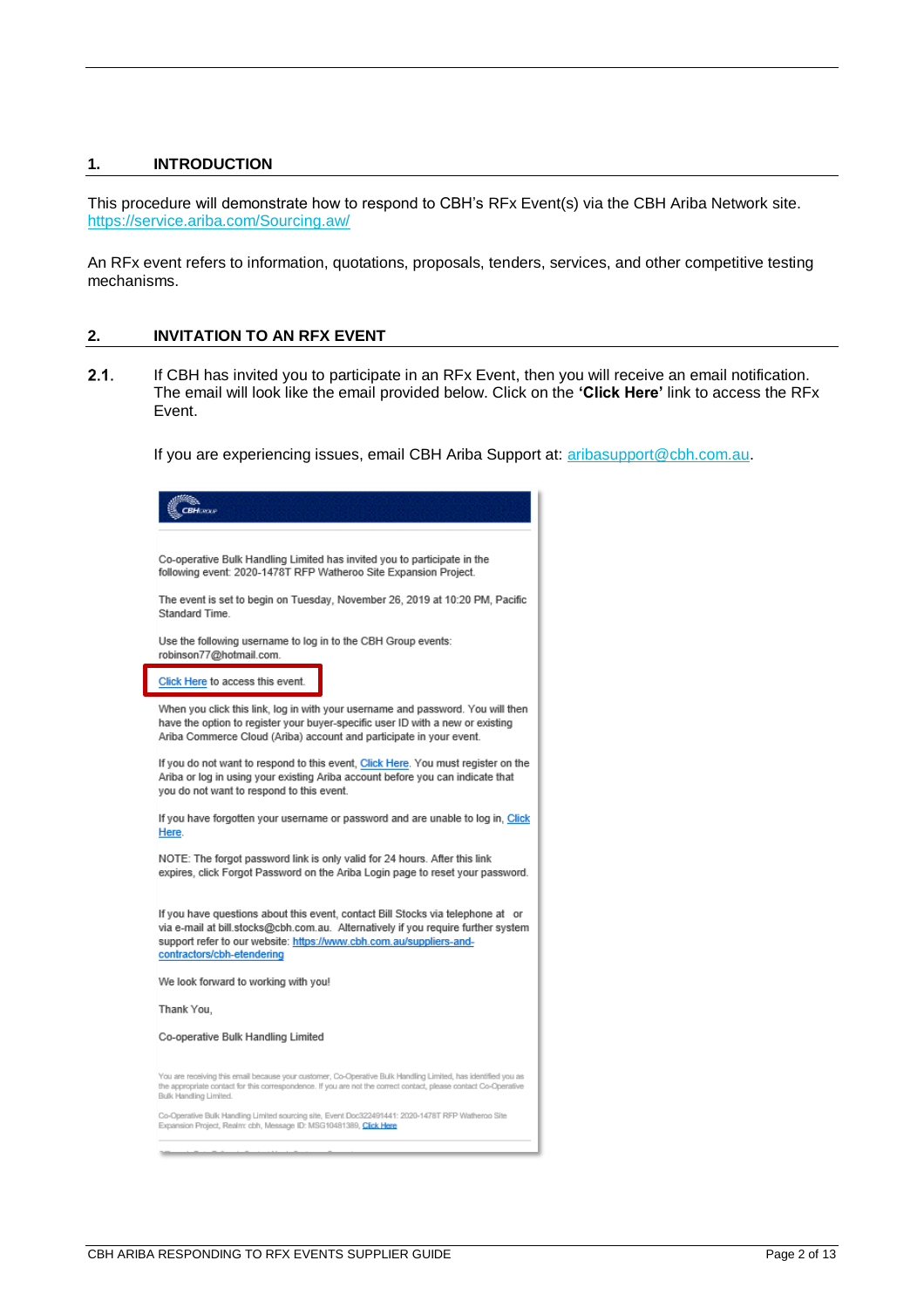## 1. INTRODUCTION

This procedure will demonstrate how to respond to CBH's RFx Event(s) via the CBH Ariba Network site. https://service.ariba.com/Sourcing.aw/

An RFx event refers to information, quotations, proposals, tenders, services, and other competitive testing mechanisms.

## 2. INVITATION TO AN RFX EVENT

**2.1.** If CBH has invited you to participate in an RFx Event, then you will receive an email notification. The email will look like the email provided below. Click on the **'Click Here'** link to access the RFx Event.

If you are experiencing issues, email CBH Ariba Support at: aribasupport@cbh.com.au.

Co-operative Bulk Handling Limited has invited you to participate in the following event: 2020-1478T RFP Watheroo Site Expansion Project.

The event is set to begin on Tuesday, November 26, 2019 at 10:20 PM, Pacific Standard Time.

Use the following username to log in to the CBH Group events: robinson77@hotmail.com.

Click Here to access this event.

When you click this link, log in with your username and password. You will then have the option to register your buyer-specific user ID with a new or existing Ariba Commerce Cloud (Ariba) account and participate in your event.

If you do not want to respond to this event, Click Here. You must register on the Ariba or log in using your existing Ariba account before you can indicate that you do not want to respond to this event.

If you have forgotten your username or password and are unable to log in, Click Here.

NOTE: The forgot password link is only valid for 24 hours. After this link expires, click Forgot Password on the Ariba Login page to reset your password.

If you have questions about this event, contact Bill Stocks via telephone at or via e-mail at bill.stocks@cbh.com.au. Alternatively if you require further system support refer to our website: https://www.cbh.com.au/suppliers-and-contractors/cbh-etendering

We look forward to working with you!

Thank You,

Co-operative Bulk Handling Limited

You are receiving this email because your customer, Co-Operative Bulk Handling Limited, has identified you as the appropriate contact for this correspondence. If you are not the correct contact, please contact Co-Operative Bulk Handling Limited.

Co-Operative Bulk Handling Limited sourcing site, Event Doc322491441: 2020-1478T RFP Watheroo Site Expansion Project, Realm: cbh, Message ID: MSG10481389, Click Here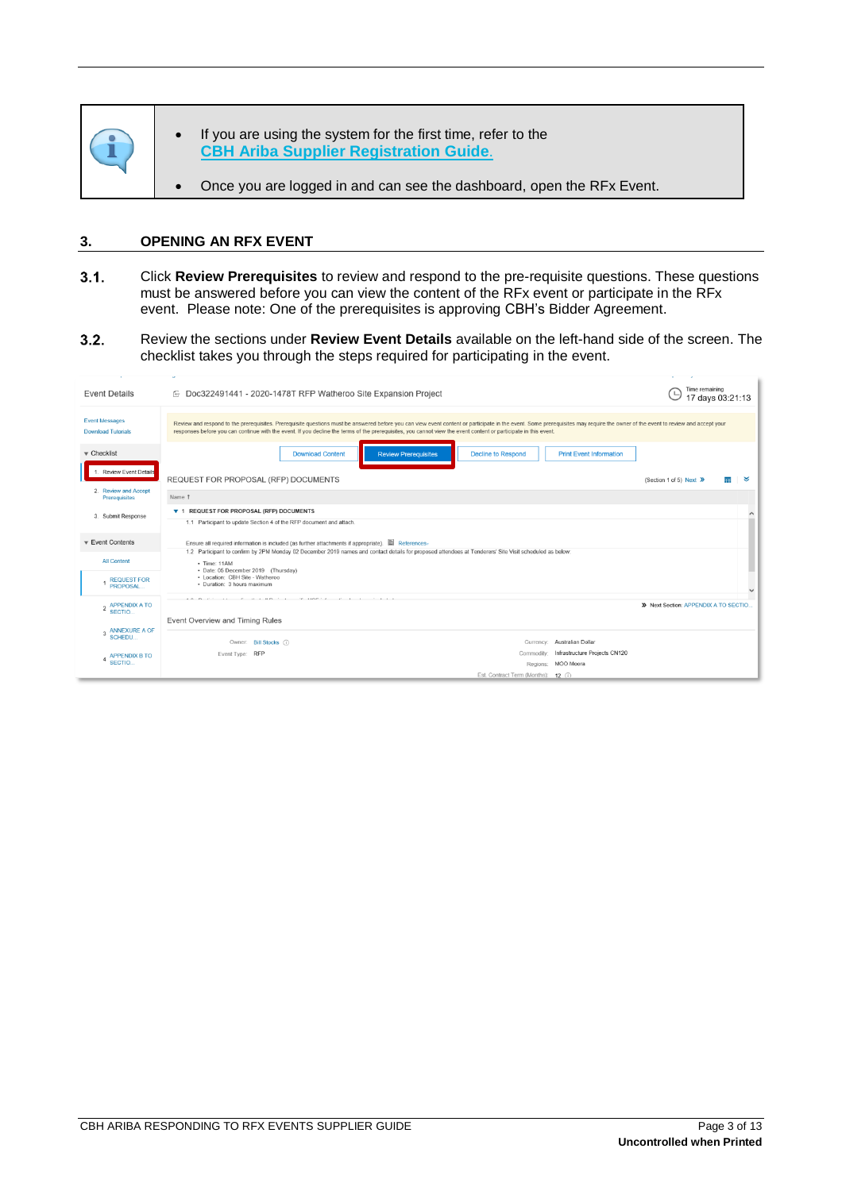- If you are using the system for the first time, refer to the **CBH Ariba Supplier Registration Guide.**
- Once you are logged in and can see the dashboard, open the RFx Event.

## 3. OPENING AN RFX EVENT

**3.1.** Click **Review Prerequisites** to review and respond to the pre-requisite questions. These questions must be answered before you can view the content of the RFx event or participate in the RFx event. Please note: One of the prerequisites is approving CBH's Bidder Agreement.

**3.2.** Review the sections under **Review Event Details** available on the left-hand side of the screen. The checklist takes you through the steps required for participating in the event.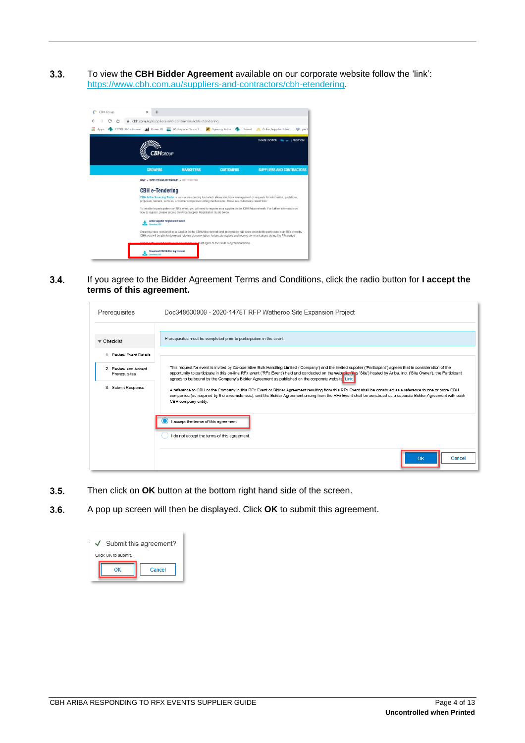**3.3.** To view the **CBH Bidder Agreement** available on our corporate website follow the 'link': https://www.cbh.com.au/suppliers-and-contractors/cbh-etendering.

**3.4.** If you agree to the Bidder Agreement Terms and Conditions, click the radio button for **I accept the terms of this agreement.**

**3.5.** Then click on **OK** button at the bottom right hand side of the screen.

**3.6.** A pop up screen will then be displayed. Click **OK** to submit this agreement.

CBH ARIBA RESPONDING TO RFX EVENTS SUPPLIER GUIDE

**Uncontrolled when Printed**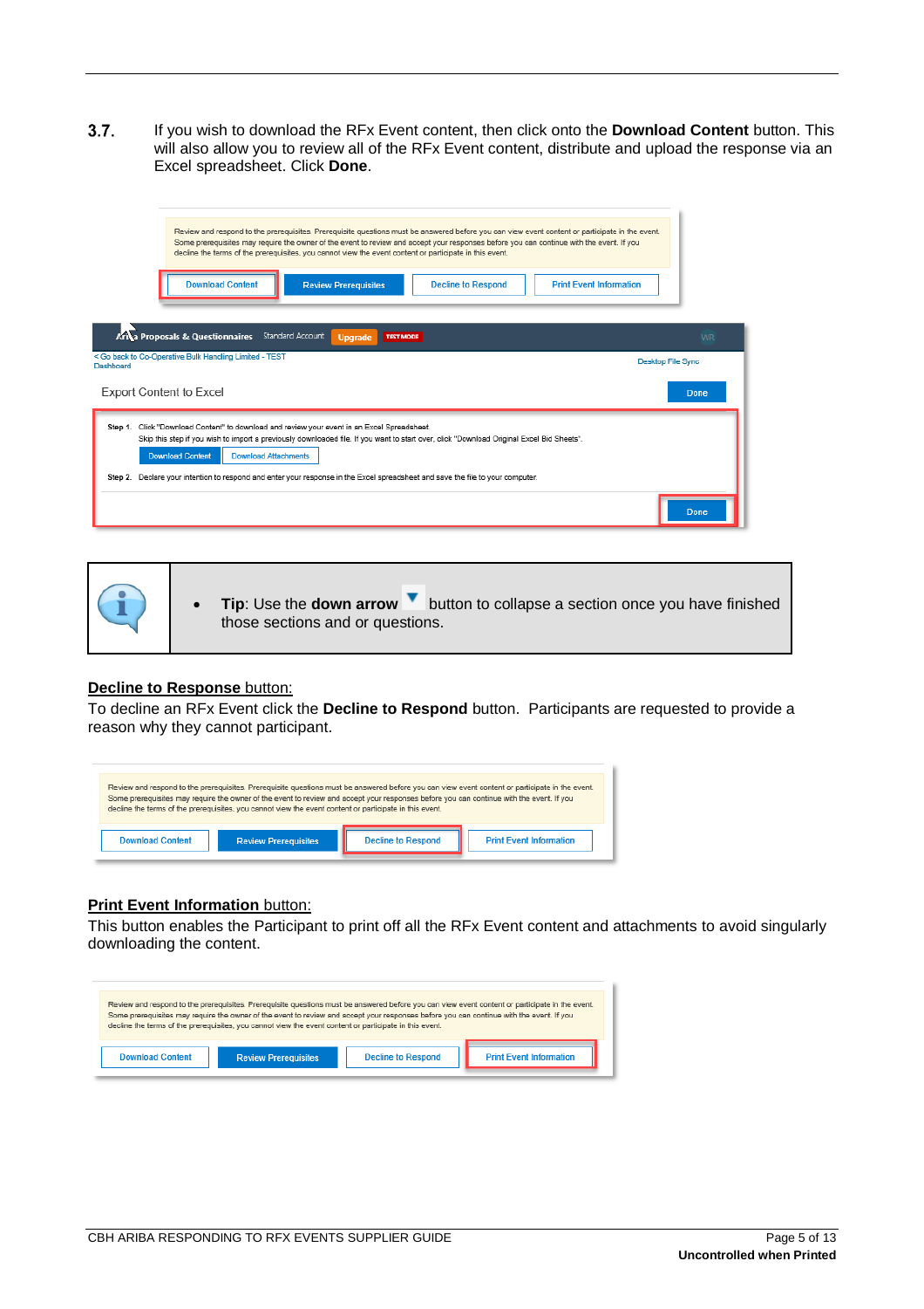**3.7.** If you wish to download the RFx Event content, then click onto the **Download Content** button. This will also allow you to review all of the RFx Event content, distribute and upload the response via an Excel spreadsheet. Click **Done**.

- **Tip**: Use the **down arrow** button to collapse a section once you have finished those sections and or questions.

**Decline to Response button:**

To decline an RFx Event click the **Decline to Respond** button. Participants are requested to provide a reason why they cannot participant.

**Print Event Information button:**

This button enables the Participant to print off all the RFx Event content and attachments to avoid singularly downloading the content.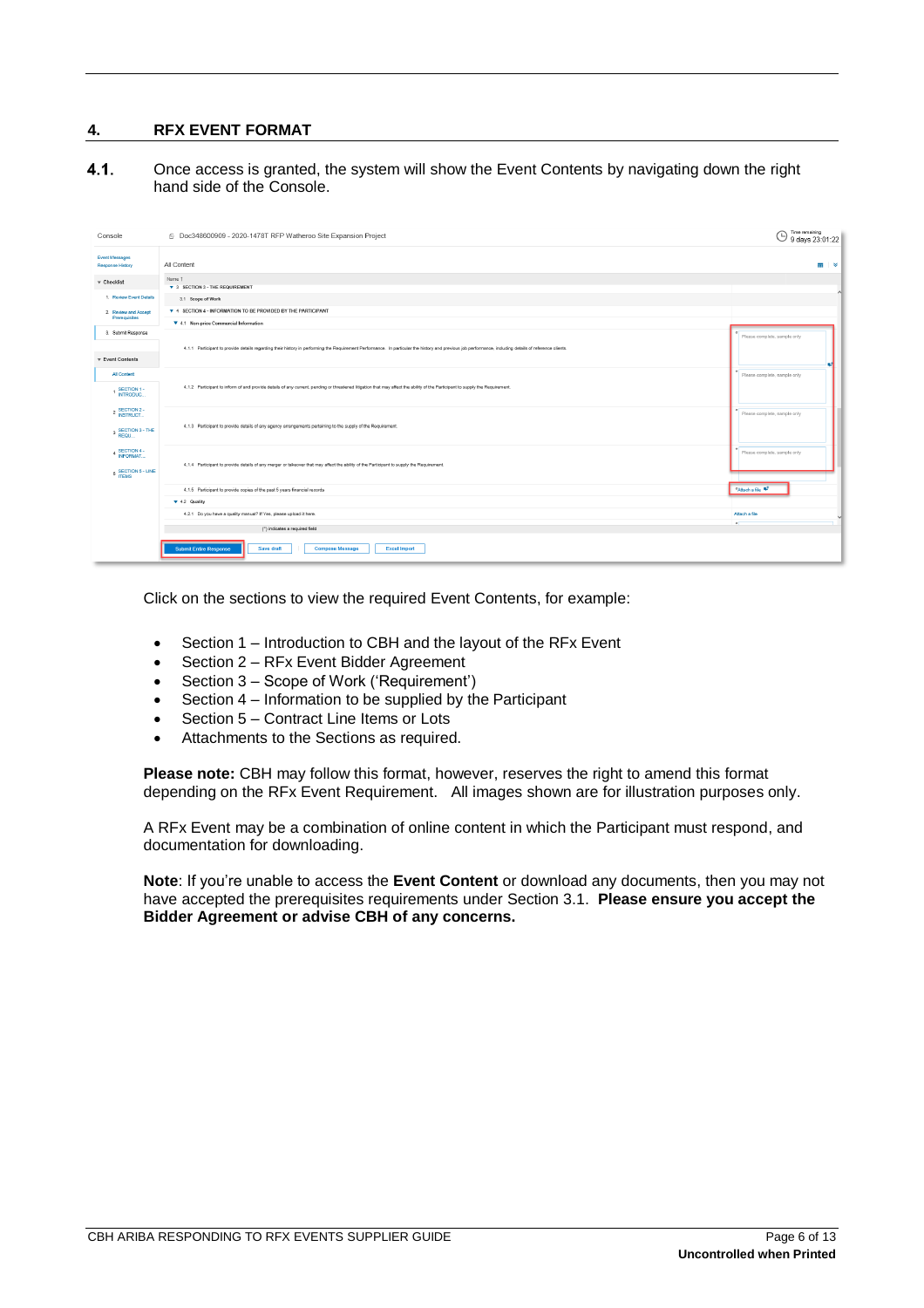## 4. RFX EVENT FORMAT

**4.1.** Once access is granted, the system will show the Event Contents by navigating down the right hand side of the Console.

Click on the sections to view the required Event Contents, for example:

- Section 1 – Introduction to CBH and the layout of the RFx Event
- Section 2 – RFx Event Bidder Agreement
- Section 3 – Scope of Work ('Requirement')
- Section 4 – Information to be supplied by the Participant
- Section 5 – Contract Line Items or Lots
- Attachments to the Sections as required.

**Please note:** CBH may follow this format, however, reserves the right to amend this format depending on the RFx Event Requirement. All images shown are for illustration purposes only.

A RFx Event may be a combination of online content in which the Participant must respond, and documentation for downloading.

**Note**: If you're unable to access the **Event Content** or download any documents, then you may not have accepted the prerequisites requirements under Section 3.1. **Please ensure you accept the Bidder Agreement or advise CBH of any concerns.**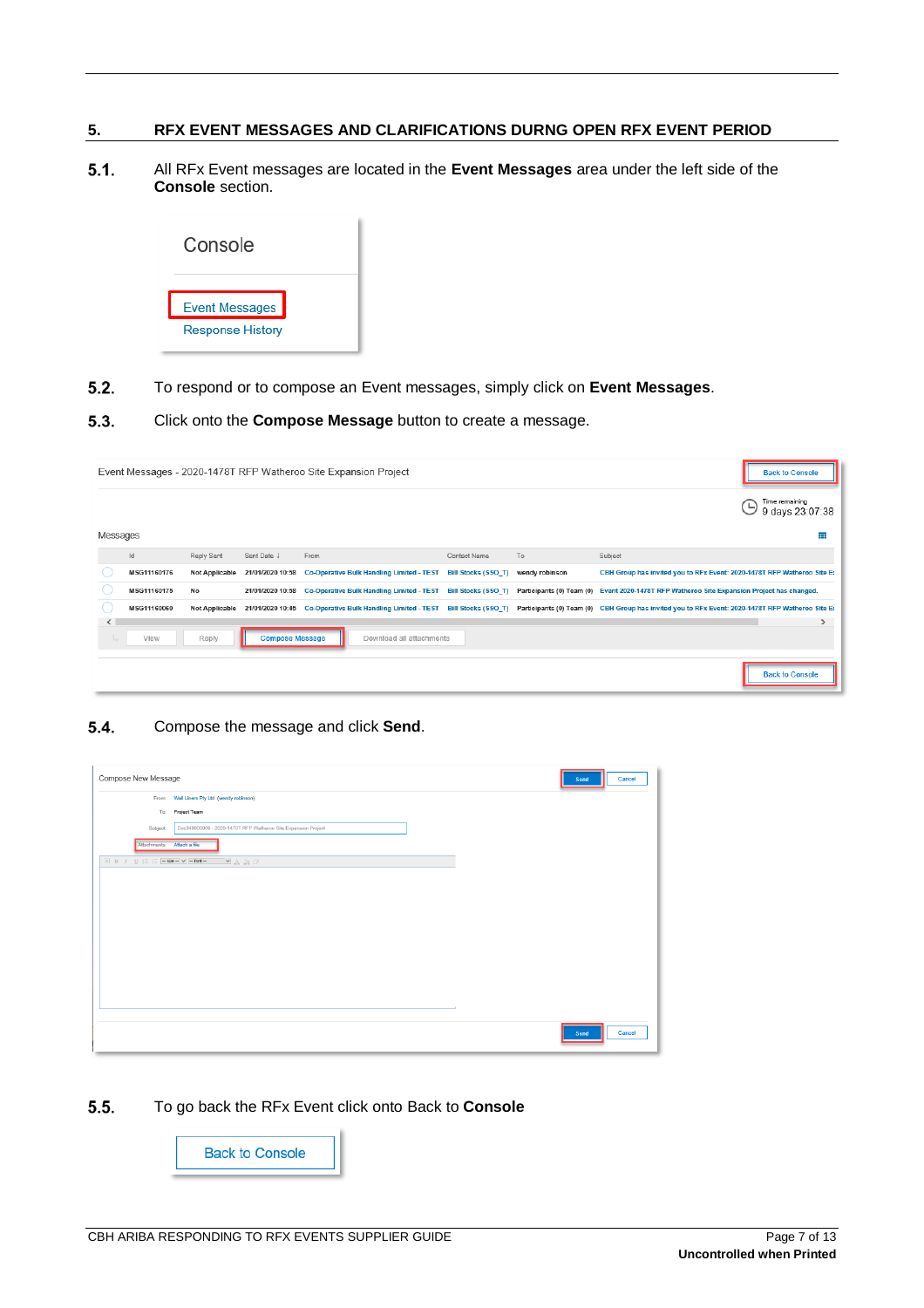## 5. RFX EVENT MESSAGES AND CLARIFICATIONS DURNG OPEN RFX EVENT PERIOD

**5.1.** All RFx Event messages are located in the **Event Messages** area under the left side of the **Console** section.

**5.2.** To respond or to compose an Event messages, simply click on **Event Messages**.

**5.3.** Click onto the **Compose Message** button to create a message.

**5.4.** Compose the message and click **Send**.

**5.5.** To go back the RFx Event click onto Back to **Console**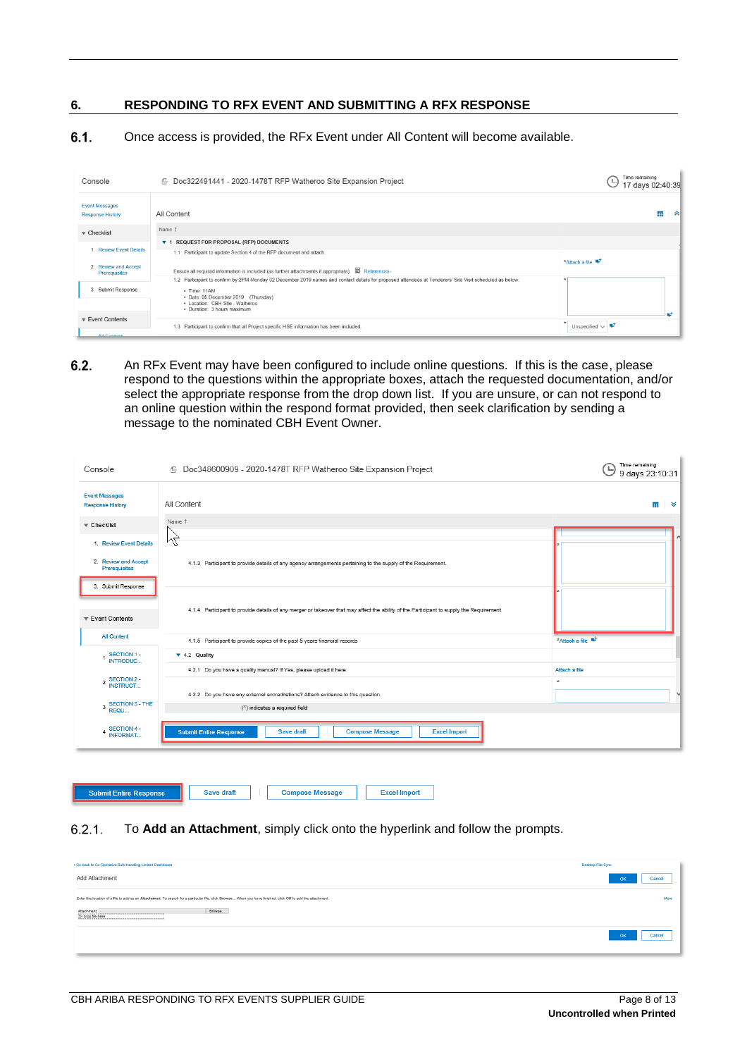## 6. RESPONDING TO RFX EVENT AND SUBMITTING A RFX RESPONSE

**6.1.** Once access is provided, the RFx Event under All Content will become available.

**6.2.** An RFx Event may have been configured to include online questions. If this is the case, please respond to the questions within the appropriate boxes, attach the requested documentation, and/or select the appropriate response from the drop down list. If you are unsure, or can not respond to an online question within the respond format provided, then seek clarification by sending a message to the nominated CBH Event Owner.

6.2.1. To **Add an Attachment**, simply click onto the hyperlink and follow the prompts.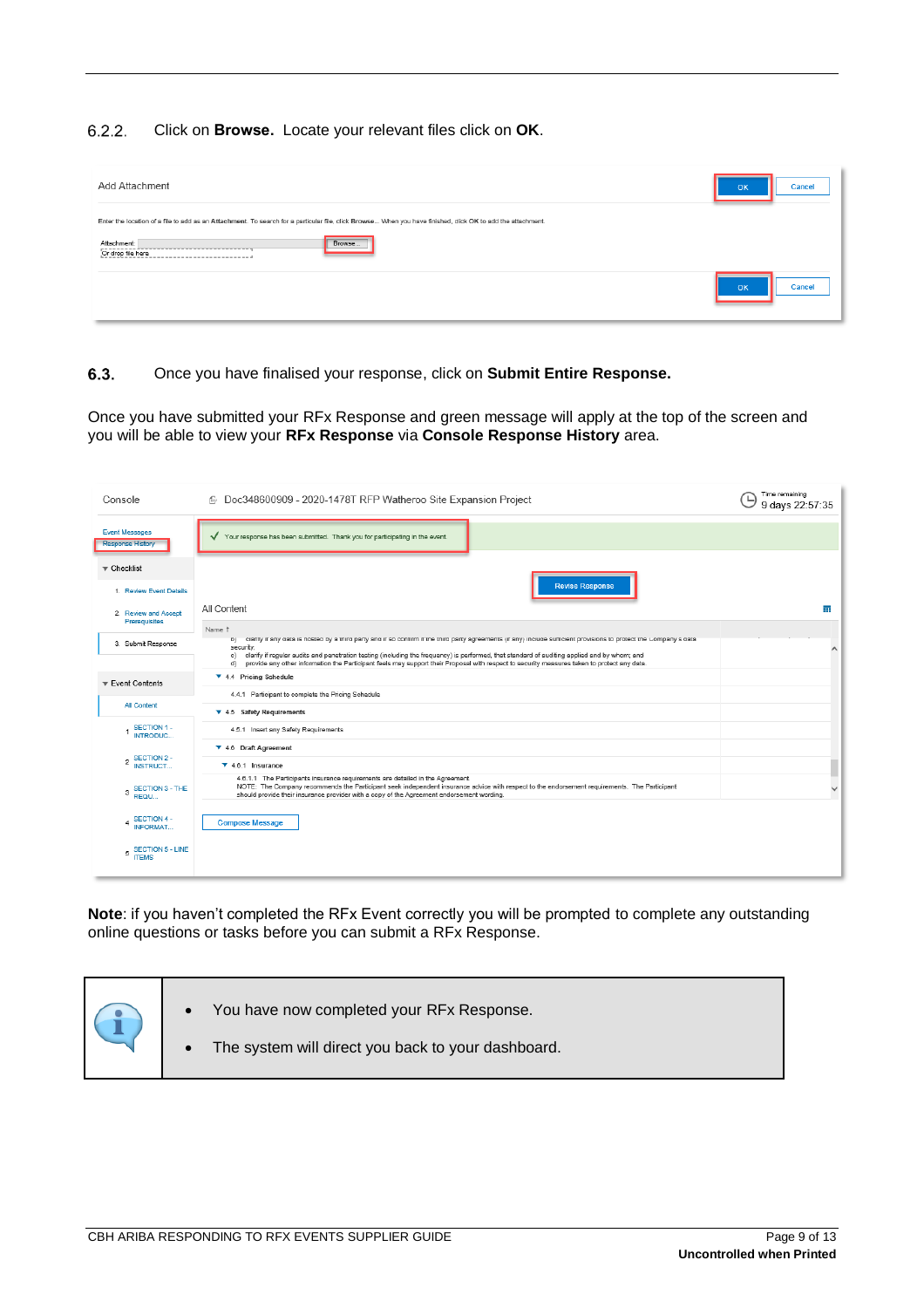6.2.2. Click on **Browse.** Locate your relevant files click on **OK**.

**6.3.** Once you have finalised your response, click on **Submit Entire Response.**

Once you have submitted your RFx Response and green message will apply at the top of the screen and you will be able to view your **RFx Response** via **Console Response History** area.

**Note**: if you haven't completed the RFx Event correctly you will be prompted to complete any outstanding online questions or tasks before you can submit a RFx Response.

- You have now completed your RFx Response.
- The system will direct you back to your dashboard.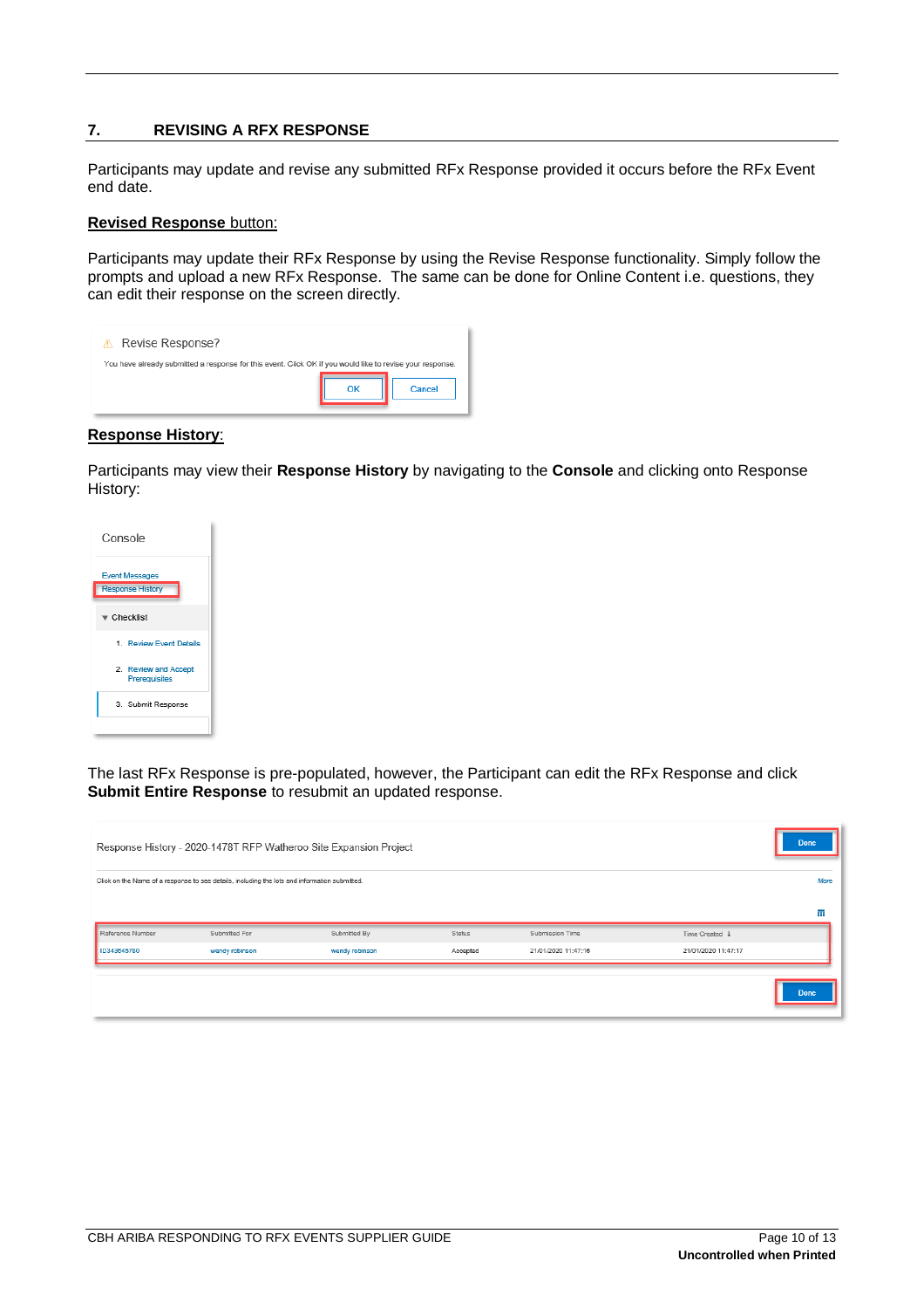## 7. REVISING A RFX RESPONSE

Participants may update and revise any submitted RFx Response provided it occurs before the RFx Event end date.

**Revised Response** button:

Participants may update their RFx Response by using the Revise Response functionality. Simply follow the prompts and upload a new RFx Response. The same can be done for Online Content i.e. questions, they can edit their response on the screen directly.

**Response History**:

Participants may view their **Response History** by navigating to the **Console** and clicking onto Response History:

The last RFx Response is pre-populated, however, the Participant can edit the RFx Response and click **Submit Entire Response** to resubmit an updated response.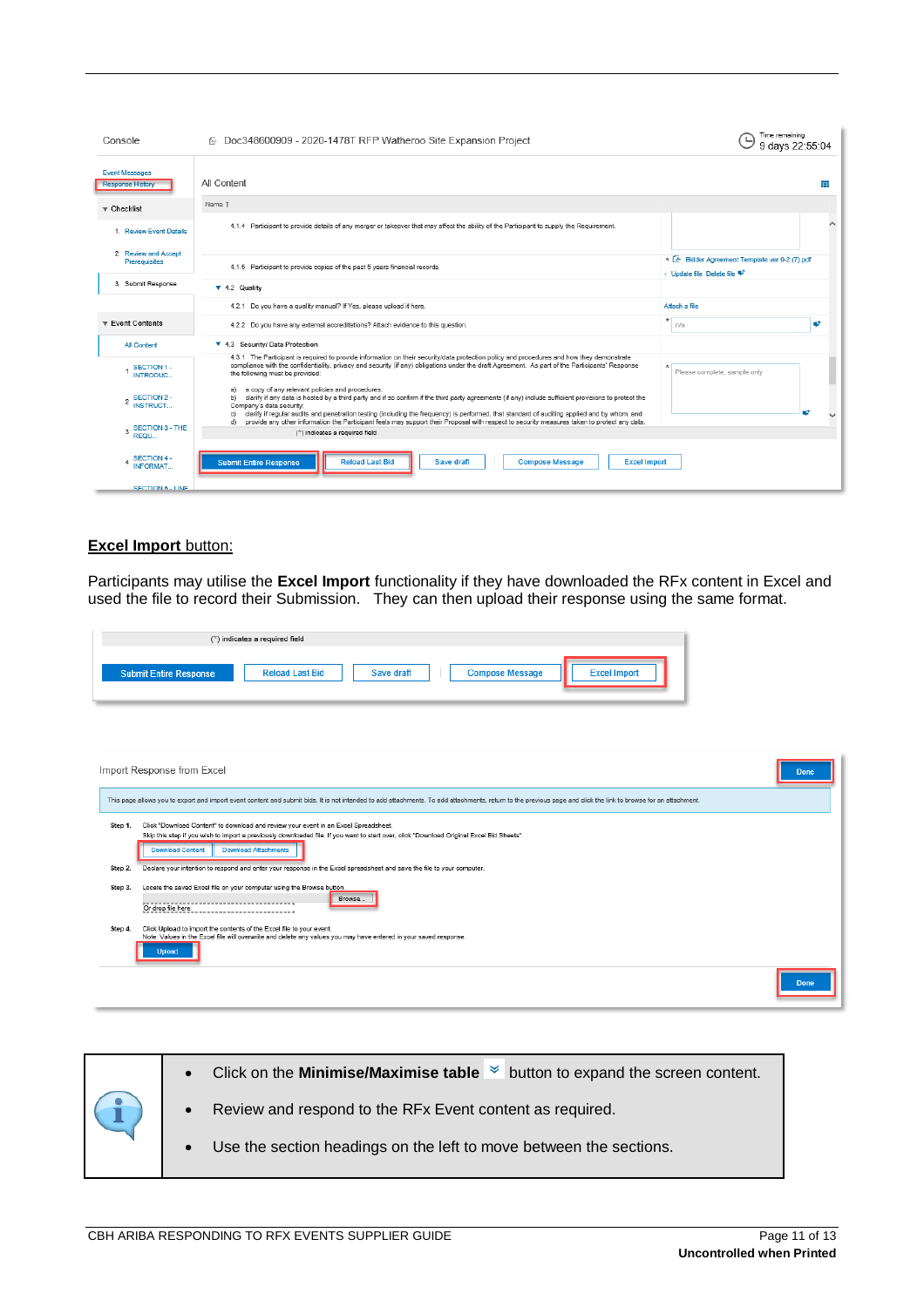**Excel Import** button:

Participants may utilise the **Excel Import** functionality if they have downloaded the RFx content in Excel and used the file to record their Submission. They can then upload their response using the same format.

| | |
|---|---|
| | - Click on the **Minimise/Maximise table** button to expand the screen content.<br>- Review and respond to the RFx Event content as required.<br>- Use the section headings on the left to move between the sections. |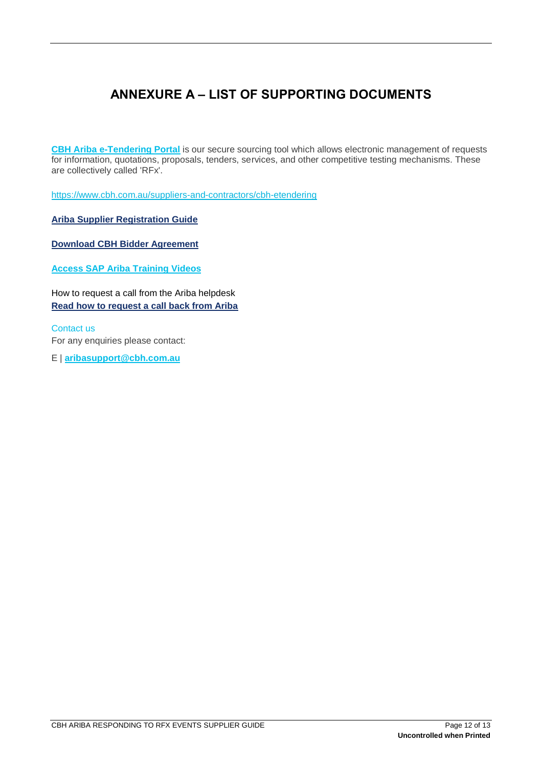# ANNEXURE A – LIST OF SUPPORTING DOCUMENTS

**CBH Ariba e-Tendering Portal** is our secure sourcing tool which allows electronic management of requests for information, quotations, proposals, tenders, services, and other competitive testing mechanisms. These are collectively called 'RFx'.

https://www.cbh.com.au/suppliers-and-contractors/cbh-etendering

**Ariba Supplier Registration Guide**

**Download CBH Bidder Agreement**

**Access SAP Ariba Training Videos**

How to request a call from the Ariba helpdesk
**Read how to request a call back from Ariba**

Contact us
For any enquiries please contact:

E | **aribasupport@cbh.com.au**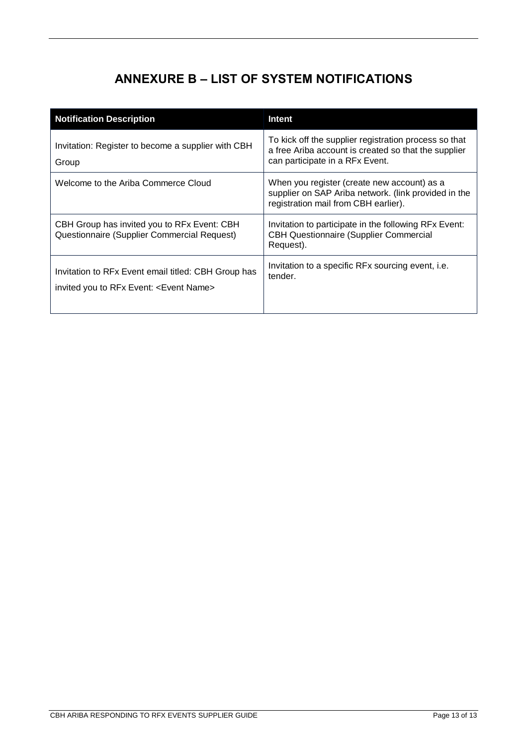# ANNEXURE B – LIST OF SYSTEM NOTIFICATIONS

| Notification Description | Intent |
|---|---|
| Invitation: Register to become a supplier with CBH Group | To kick off the supplier registration process so that a free Ariba account is created so that the supplier can participate in a RFx Event. |
| Welcome to the Ariba Commerce Cloud | When you register (create new account) as a supplier on SAP Ariba network. (link provided in the registration mail from CBH earlier). |
| CBH Group has invited you to RFx Event: CBH Questionnaire (Supplier Commercial Request) | Invitation to participate in the following RFx Event: CBH Questionnaire (Supplier Commercial Request). |
| Invitation to RFx Event email titled: CBH Group has invited you to RFx Event: <Event Name> | Invitation to a specific RFx sourcing event, i.e. tender. |